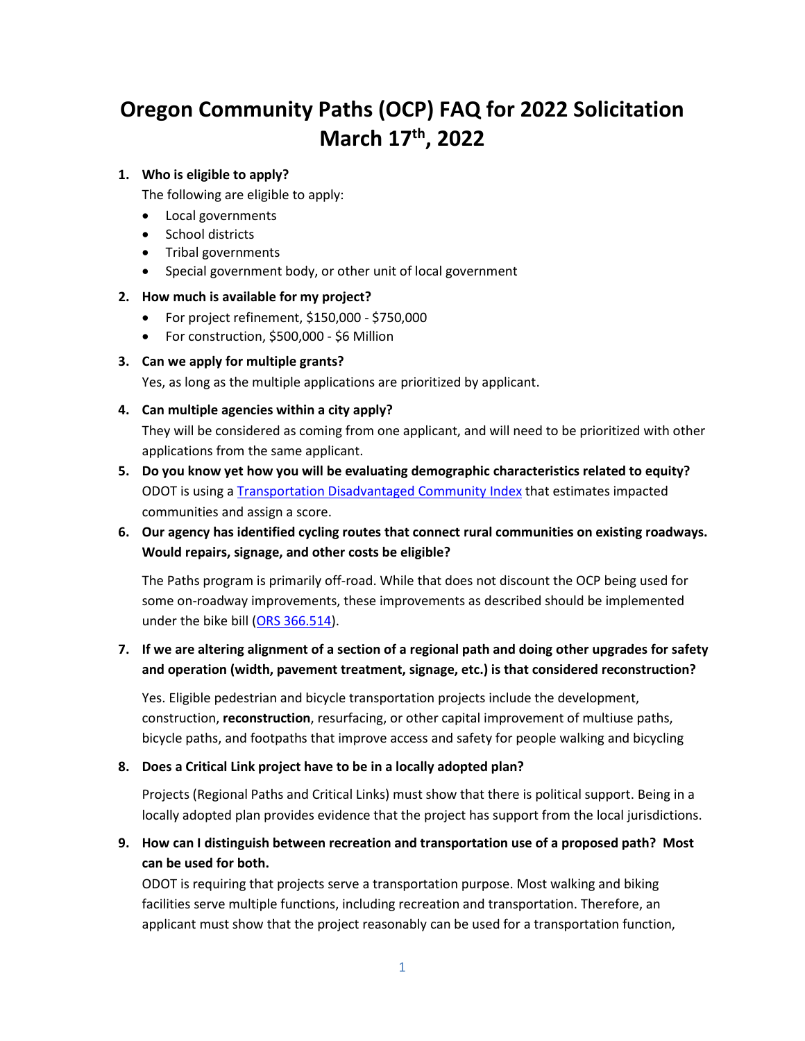# Oregon Community Paths (OCP) FAQ for 2022 Solicitation March 17th, 2022

1. **Who is eligible to apply?**

   The following are eligible to apply:

   - Local governments
   - School districts
   - Tribal governments
   - Special government body, or other unit of local government

2. **How much is available for my project?**

   - For project refinement, $150,000 - $750,000
   - For construction, $500,000 - $6 Million

3. **Can we apply for multiple grants?**

   Yes, as long as the multiple applications are prioritized by applicant.

4. **Can multiple agencies within a city apply?**

   They will be considered as coming from one applicant, and will need to be prioritized with other applications from the same applicant.

5. **Do you know yet how you will be evaluating demographic characteristics related to equity?**

   ODOT is using a Transportation Disadvantaged Community Index that estimates impacted communities and assign a score.

6. **Our agency has identified cycling routes that connect rural communities on existing roadways. Would repairs, signage, and other costs be eligible?**

   The Paths program is primarily off-road. While that does not discount the OCP being used for some on-roadway improvements, these improvements as described should be implemented under the bike bill (ORS 366.514).

7. **If we are altering alignment of a section of a regional path and doing other upgrades for safety and operation (width, pavement treatment, signage, etc.) is that considered reconstruction?**

   Yes. Eligible pedestrian and bicycle transportation projects include the development, construction, **reconstruction**, resurfacing, or other capital improvement of multiuse paths, bicycle paths, and footpaths that improve access and safety for people walking and bicycling

8. **Does a Critical Link project have to be in a locally adopted plan?**

   Projects (Regional Paths and Critical Links) must show that there is political support. Being in a locally adopted plan provides evidence that the project has support from the local jurisdictions.

9. **How can I distinguish between recreation and transportation use of a proposed path? Most can be used for both.**

   ODOT is requiring that projects serve a transportation purpose. Most walking and biking facilities serve multiple functions, including recreation and transportation. Therefore, an applicant must show that the project reasonably can be used for a transportation function,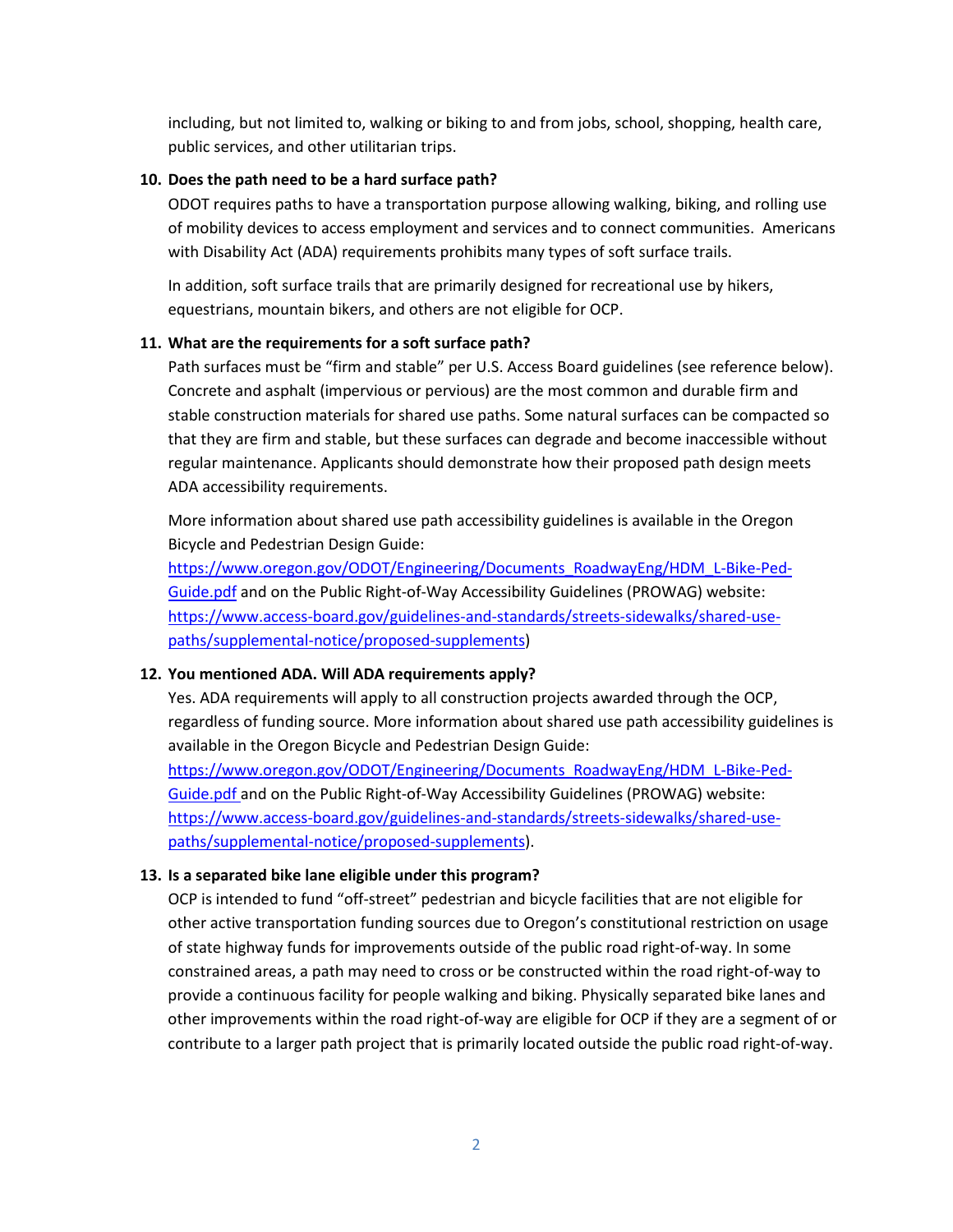including, but not limited to, walking or biking to and from jobs, school, shopping, health care, public services, and other utilitarian trips.

10. **Does the path need to be a hard surface path?**

    ODOT requires paths to have a transportation purpose allowing walking, biking, and rolling use of mobility devices to access employment and services and to connect communities. Americans with Disability Act (ADA) requirements prohibits many types of soft surface trails.

    In addition, soft surface trails that are primarily designed for recreational use by hikers, equestrians, mountain bikers, and others are not eligible for OCP.

11. **What are the requirements for a soft surface path?**

    Path surfaces must be "firm and stable" per U.S. Access Board guidelines (see reference below). Concrete and asphalt (impervious or pervious) are the most common and durable firm and stable construction materials for shared use paths. Some natural surfaces can be compacted so that they are firm and stable, but these surfaces can degrade and become inaccessible without regular maintenance. Applicants should demonstrate how their proposed path design meets ADA accessibility requirements.

    More information about shared use path accessibility guidelines is available in the Oregon Bicycle and Pedestrian Design Guide: [https://www.oregon.gov/ODOT/Engineering/Documents_RoadwayEng/HDM_L-Bike-Ped-Guide.pdf](https://www.oregon.gov/ODOT/Engineering/Documents_RoadwayEng/HDM_L-Bike-Ped-Guide.pdf) and on the Public Right-of-Way Accessibility Guidelines (PROWAG) website: [https://www.access-board.gov/guidelines-and-standards/streets-sidewalks/shared-use-paths/supplemental-notice/proposed-supplements](https://www.access-board.gov/guidelines-and-standards/streets-sidewalks/shared-use-paths/supplemental-notice/proposed-supplements))

12. **You mentioned ADA. Will ADA requirements apply?**

    Yes. ADA requirements will apply to all construction projects awarded through the OCP, regardless of funding source. More information about shared use path accessibility guidelines is available in the Oregon Bicycle and Pedestrian Design Guide: [https://www.oregon.gov/ODOT/Engineering/Documents_RoadwayEng/HDM_L-Bike-Ped-Guide.pdf](https://www.oregon.gov/ODOT/Engineering/Documents_RoadwayEng/HDM_L-Bike-Ped-Guide.pdf) and on the Public Right-of-Way Accessibility Guidelines (PROWAG) website: [https://www.access-board.gov/guidelines-and-standards/streets-sidewalks/shared-use-paths/supplemental-notice/proposed-supplements](https://www.access-board.gov/guidelines-and-standards/streets-sidewalks/shared-use-paths/supplemental-notice/proposed-supplements)).

13. **Is a separated bike lane eligible under this program?**

    OCP is intended to fund "off-street" pedestrian and bicycle facilities that are not eligible for other active transportation funding sources due to Oregon's constitutional restriction on usage of state highway funds for improvements outside of the public road right-of-way. In some constrained areas, a path may need to cross or be constructed within the road right-of-way to provide a continuous facility for people walking and biking. Physically separated bike lanes and other improvements within the road right-of-way are eligible for OCP if they are a segment of or contribute to a larger path project that is primarily located outside the public road right-of-way.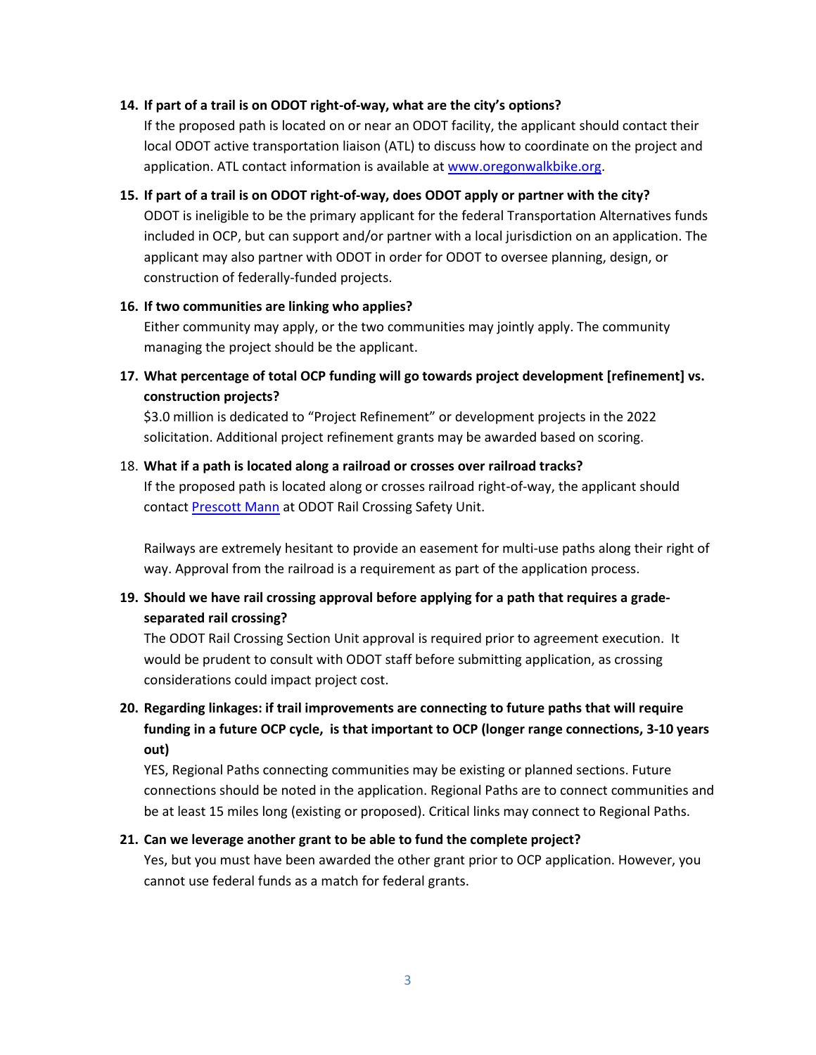**14. If part of a trail is on ODOT right-of-way, what are the city's options?**

If the proposed path is located on or near an ODOT facility, the applicant should contact their local ODOT active transportation liaison (ATL) to discuss how to coordinate on the project and application. ATL contact information is available at [www.oregonwalkbike.org](www.oregonwalkbike.org).

**15. If part of a trail is on ODOT right-of-way, does ODOT apply or partner with the city?**

ODOT is ineligible to be the primary applicant for the federal Transportation Alternatives funds included in OCP, but can support and/or partner with a local jurisdiction on an application. The applicant may also partner with ODOT in order for ODOT to oversee planning, design, or construction of federally-funded projects.

**16. If two communities are linking who applies?**

Either community may apply, or the two communities may jointly apply. The community managing the project should be the applicant.

**17. What percentage of total OCP funding will go towards project development [refinement] vs. construction projects?**

$3.0 million is dedicated to "Project Refinement" or development projects in the 2022 solicitation. Additional project refinement grants may be awarded based on scoring.

18. **What if a path is located along a railroad or crosses over railroad tracks?**

If the proposed path is located along or crosses railroad right-of-way, the applicant should contact Prescott Mann at ODOT Rail Crossing Safety Unit.

Railways are extremely hesitant to provide an easement for multi-use paths along their right of way. Approval from the railroad is a requirement as part of the application process.

**19. Should we have rail crossing approval before applying for a path that requires a grade-separated rail crossing?**

The ODOT Rail Crossing Section Unit approval is required prior to agreement execution. It would be prudent to consult with ODOT staff before submitting application, as crossing considerations could impact project cost.

**20. Regarding linkages: if trail improvements are connecting to future paths that will require funding in a future OCP cycle, is that important to OCP (longer range connections, 3-10 years out)**

YES, Regional Paths connecting communities may be existing or planned sections. Future connections should be noted in the application. Regional Paths are to connect communities and be at least 15 miles long (existing or proposed). Critical links may connect to Regional Paths.

**21. Can we leverage another grant to be able to fund the complete project?**

Yes, but you must have been awarded the other grant prior to OCP application. However, you cannot use federal funds as a match for federal grants.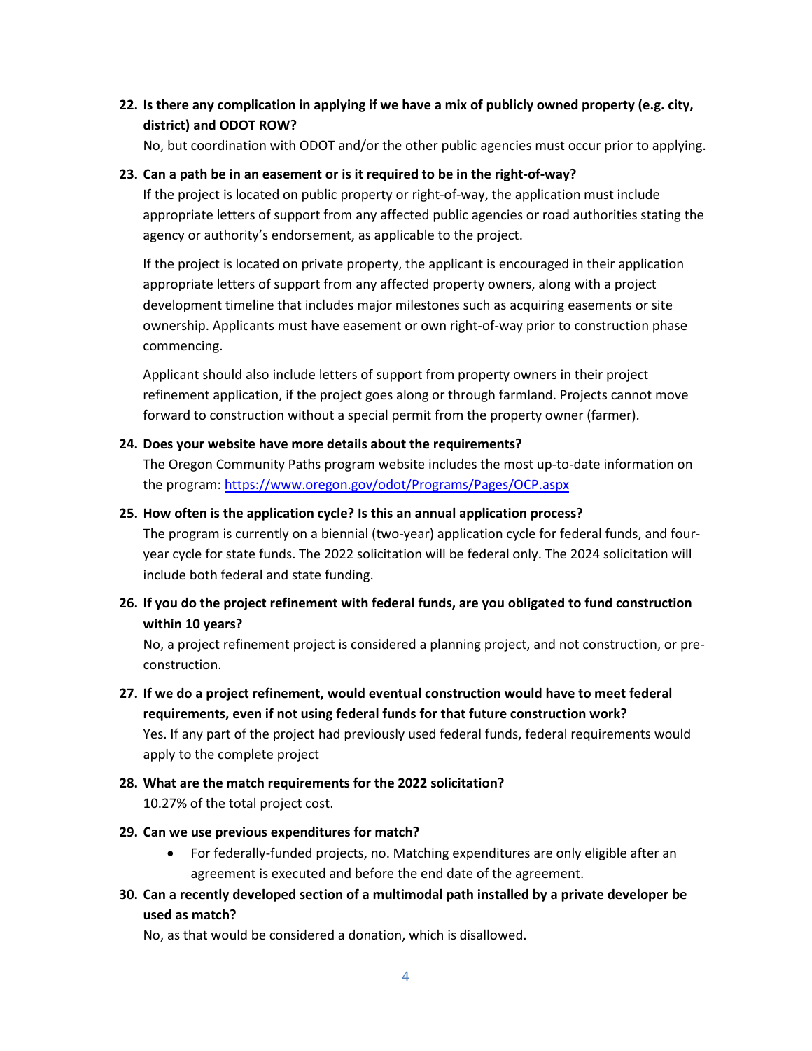**22. Is there any complication in applying if we have a mix of publicly owned property (e.g. city, district) and ODOT ROW?**

No, but coordination with ODOT and/or the other public agencies must occur prior to applying.

**23. Can a path be in an easement or is it required to be in the right-of-way?**

If the project is located on public property or right-of-way, the application must include appropriate letters of support from any affected public agencies or road authorities stating the agency or authority's endorsement, as applicable to the project.

If the project is located on private property, the applicant is encouraged in their application appropriate letters of support from any affected property owners, along with a project development timeline that includes major milestones such as acquiring easements or site ownership. Applicants must have easement or own right-of-way prior to construction phase commencing.

Applicant should also include letters of support from property owners in their project refinement application, if the project goes along or through farmland. Projects cannot move forward to construction without a special permit from the property owner (farmer).

**24. Does your website have more details about the requirements?**

The Oregon Community Paths program website includes the most up-to-date information on the program: [https://www.oregon.gov/odot/Programs/Pages/OCP.aspx](https://www.oregon.gov/odot/Programs/Pages/OCP.aspx)

**25. How often is the application cycle? Is this an annual application process?**

The program is currently on a biennial (two-year) application cycle for federal funds, and four-year cycle for state funds. The 2022 solicitation will be federal only. The 2024 solicitation will include both federal and state funding.

**26. If you do the project refinement with federal funds, are you obligated to fund construction within 10 years?**

No, a project refinement project is considered a planning project, and not construction, or pre-construction.

**27. If we do a project refinement, would eventual construction would have to meet federal requirements, even if not using federal funds for that future construction work?**

Yes. If any part of the project had previously used federal funds, federal requirements would apply to the complete project

**28. What are the match requirements for the 2022 solicitation?**

10.27% of the total project cost.

**29. Can we use previous expenditures for match?**

- For federally-funded projects, no. Matching expenditures are only eligible after an agreement is executed and before the end date of the agreement.

**30. Can a recently developed section of a multimodal path installed by a private developer be used as match?**

No, as that would be considered a donation, which is disallowed.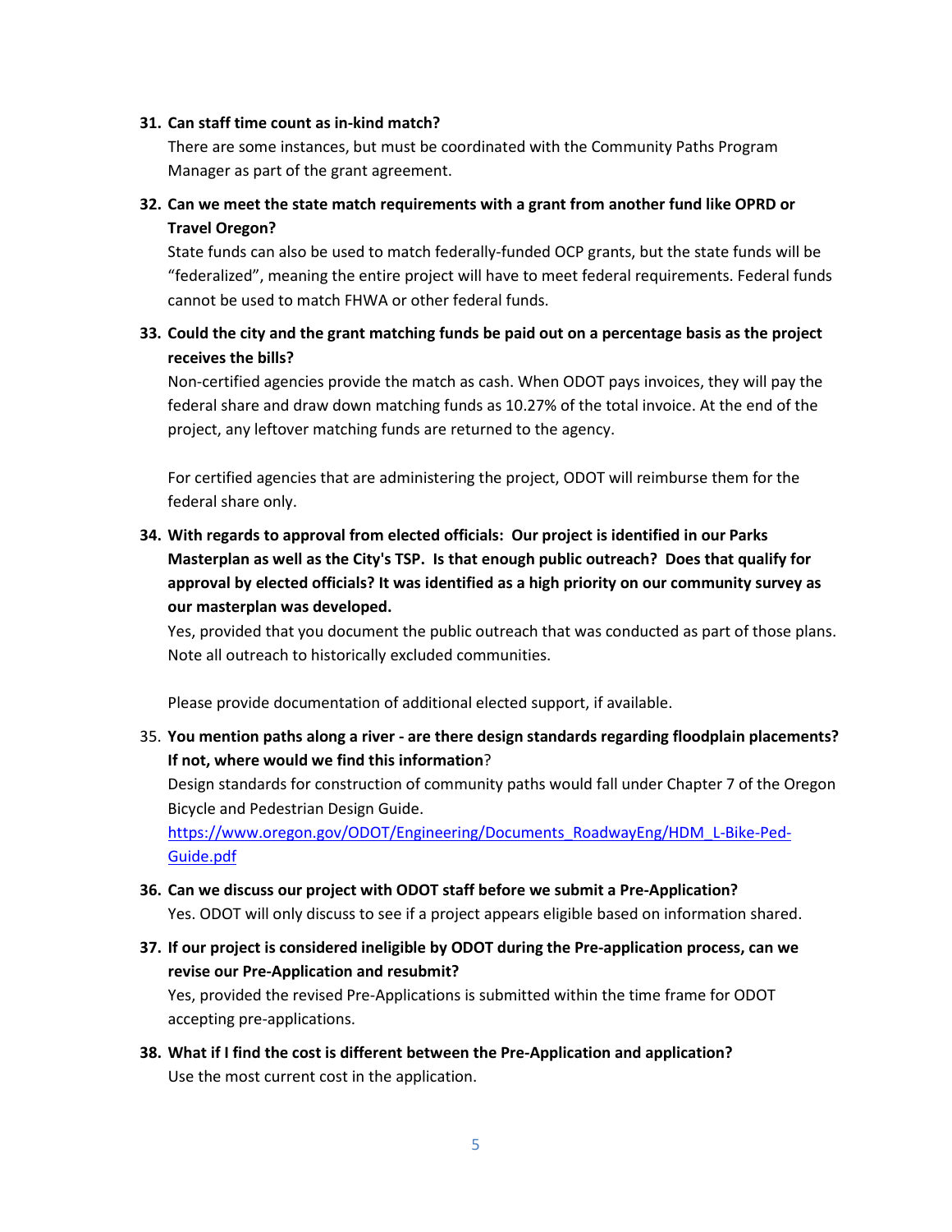31. **Can staff time count as in-kind match?**

    There are some instances, but must be coordinated with the Community Paths Program Manager as part of the grant agreement.

32. **Can we meet the state match requirements with a grant from another fund like OPRD or Travel Oregon?**

    State funds can also be used to match federally-funded OCP grants, but the state funds will be "federalized", meaning the entire project will have to meet federal requirements. Federal funds cannot be used to match FHWA or other federal funds.

33. **Could the city and the grant matching funds be paid out on a percentage basis as the project receives the bills?**

    Non-certified agencies provide the match as cash. When ODOT pays invoices, they will pay the federal share and draw down matching funds as 10.27% of the total invoice. At the end of the project, any leftover matching funds are returned to the agency.

    For certified agencies that are administering the project, ODOT will reimburse them for the federal share only.

34. **With regards to approval from elected officials: Our project is identified in our Parks Masterplan as well as the City's TSP. Is that enough public outreach? Does that qualify for approval by elected officials? It was identified as a high priority on our community survey as our masterplan was developed.**

    Yes, provided that you document the public outreach that was conducted as part of those plans. Note all outreach to historically excluded communities.

    Please provide documentation of additional elected support, if available.

35. **You mention paths along a river - are there design standards regarding floodplain placements? If not, where would we find this information**?

    Design standards for construction of community paths would fall under Chapter 7 of the Oregon Bicycle and Pedestrian Design Guide.
    [https://www.oregon.gov/ODOT/Engineering/Documents_RoadwayEng/HDM_L-Bike-Ped-Guide.pdf](https://www.oregon.gov/ODOT/Engineering/Documents_RoadwayEng/HDM_L-Bike-Ped-Guide.pdf)

36. **Can we discuss our project with ODOT staff before we submit a Pre-Application?**

    Yes. ODOT will only discuss to see if a project appears eligible based on information shared.

37. **If our project is considered ineligible by ODOT during the Pre-application process, can we revise our Pre-Application and resubmit?**

    Yes, provided the revised Pre-Applications is submitted within the time frame for ODOT accepting pre-applications.

38. **What if I find the cost is different between the Pre-Application and application?**

    Use the most current cost in the application.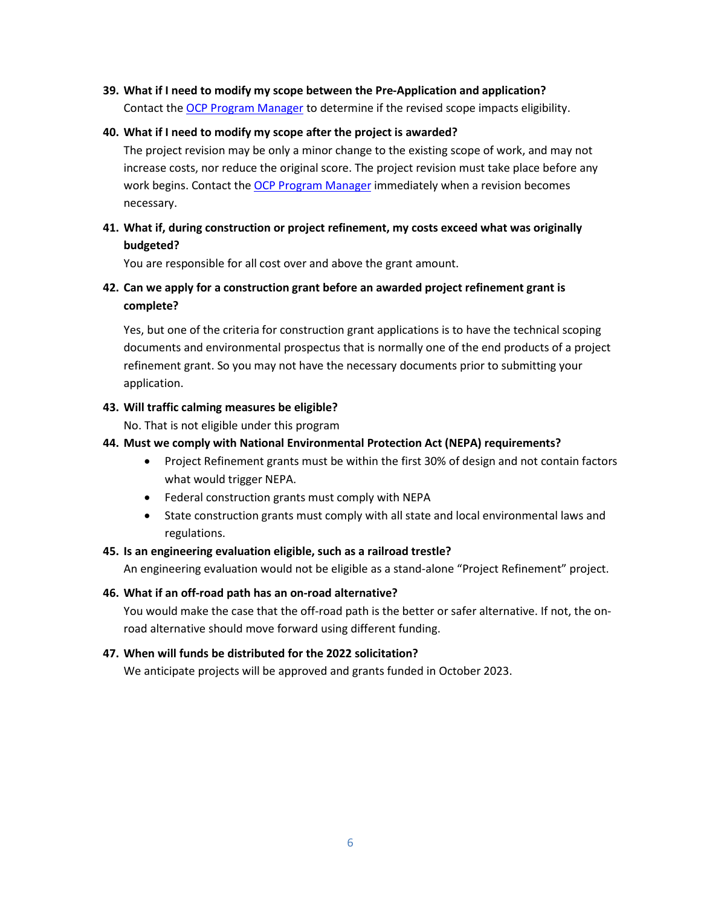**39. What if I need to modify my scope between the Pre-Application and application?**

Contact the OCP Program Manager to determine if the revised scope impacts eligibility.

**40. What if I need to modify my scope after the project is awarded?**

The project revision may be only a minor change to the existing scope of work, and may not increase costs, nor reduce the original score. The project revision must take place before any work begins. Contact the OCP Program Manager immediately when a revision becomes necessary.

**41. What if, during construction or project refinement, my costs exceed what was originally budgeted?**

You are responsible for all cost over and above the grant amount.

**42. Can we apply for a construction grant before an awarded project refinement grant is complete?**

Yes, but one of the criteria for construction grant applications is to have the technical scoping documents and environmental prospectus that is normally one of the end products of a project refinement grant. So you may not have the necessary documents prior to submitting your application.

**43. Will traffic calming measures be eligible?**

No. That is not eligible under this program

**44. Must we comply with National Environmental Protection Act (NEPA) requirements?**

- Project Refinement grants must be within the first 30% of design and not contain factors what would trigger NEPA.
- Federal construction grants must comply with NEPA
- State construction grants must comply with all state and local environmental laws and regulations.

**45. Is an engineering evaluation eligible, such as a railroad trestle?**

An engineering evaluation would not be eligible as a stand-alone "Project Refinement" project.

**46. What if an off-road path has an on-road alternative?**

You would make the case that the off-road path is the better or safer alternative. If not, the on-road alternative should move forward using different funding.

**47. When will funds be distributed for the 2022 solicitation?**

We anticipate projects will be approved and grants funded in October 2023.